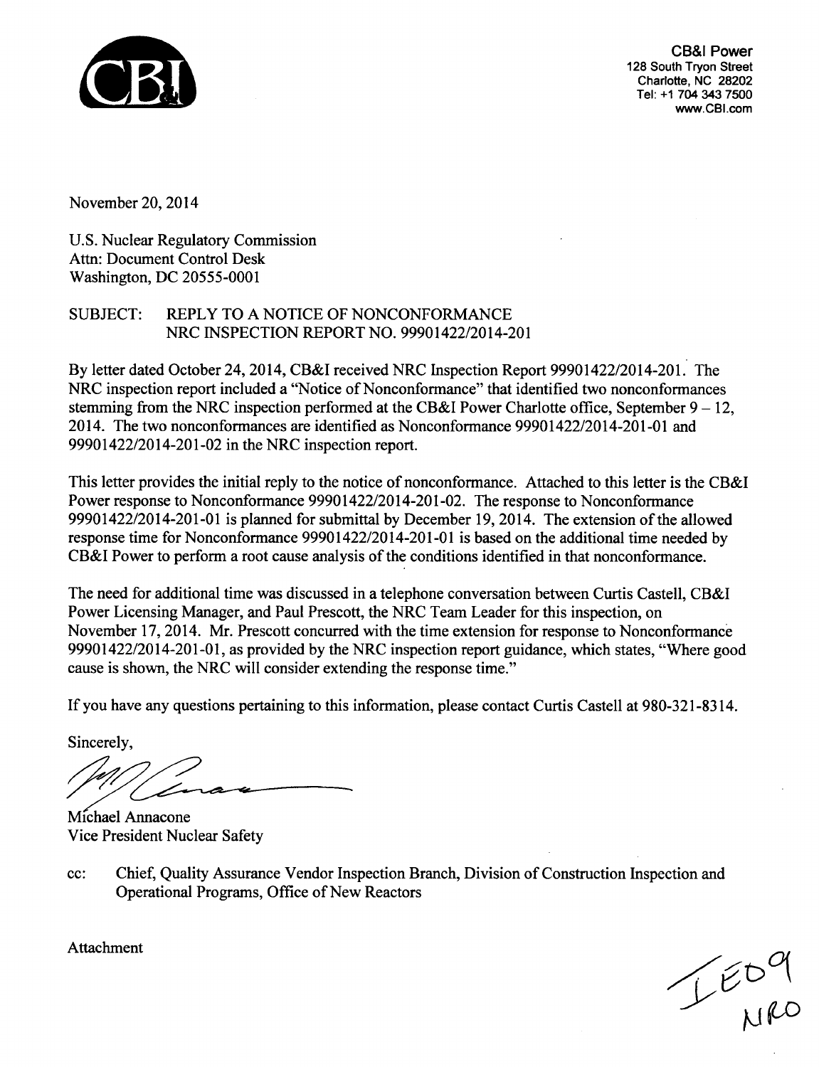CB&I Power
128 South Tryon Street
Charlotte, NC 28202
Tel: +1 704 343 7500
www.CBI.com

November 20, 2014

U.S. Nuclear Regulatory Commission
Attn: Document Control Desk
Washington, DC 20555-0001

SUBJECT: REPLY TO A NOTICE OF NONCONFORMANCE
NRC INSPECTION REPORT NO. 99901422/2014-201

By letter dated October 24, 2014, CB&I received NRC Inspection Report 99901422/2014-201. The NRC inspection report included a "Notice of Nonconformance" that identified two nonconformances stemming from the NRC inspection performed at the CB&I Power Charlotte office, September 9 – 12, 2014. The two nonconformances are identified as Nonconformance 99901422/2014-201-01 and 99901422/2014-201-02 in the NRC inspection report.

This letter provides the initial reply to the notice of nonconformance. Attached to this letter is the CB&I Power response to Nonconformance 99901422/2014-201-02. The response to Nonconformance 99901422/2014-201-01 is planned for submittal by December 19, 2014. The extension of the allowed response time for Nonconformance 99901422/2014-201-01 is based on the additional time needed by CB&I Power to perform a root cause analysis of the conditions identified in that nonconformance.

The need for additional time was discussed in a telephone conversation between Curtis Castell, CB&I Power Licensing Manager, and Paul Prescott, the NRC Team Leader for this inspection, on November 17, 2014. Mr. Prescott concurred with the time extension for response to Nonconformance 99901422/2014-201-01, as provided by the NRC inspection report guidance, which states, "Where good cause is shown, the NRC will consider extending the response time."

If you have any questions pertaining to this information, please contact Curtis Castell at 980-321-8314.

Sincerely,

Michael Annacone
Vice President Nuclear Safety

cc: Chief, Quality Assurance Vendor Inspection Branch, Division of Construction Inspection and Operational Programs, Office of New Reactors

Attachment

IE09
NRO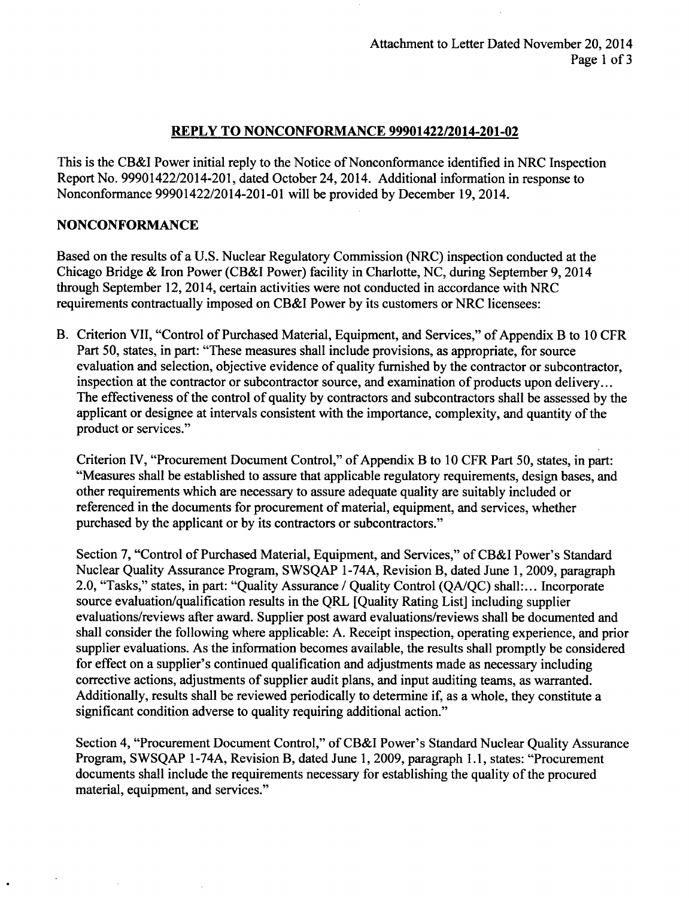## REPLY TO NONCONFORMANCE 99901422/2014-201-02

This is the CB&I Power initial reply to the Notice of Nonconformance identified in NRC Inspection Report No. 99901422/2014-201, dated October 24, 2014. Additional information in response to Nonconformance 99901422/2014-201-01 will be provided by December 19, 2014.

### NONCONFORMANCE

Based on the results of a U.S. Nuclear Regulatory Commission (NRC) inspection conducted at the Chicago Bridge & Iron Power (CB&I Power) facility in Charlotte, NC, during September 9, 2014 through September 12, 2014, certain activities were not conducted in accordance with NRC requirements contractually imposed on CB&I Power by its customers or NRC licensees:

B. Criterion VII, "Control of Purchased Material, Equipment, and Services," of Appendix B to 10 CFR Part 50, states, in part: "These measures shall include provisions, as appropriate, for source evaluation and selection, objective evidence of quality furnished by the contractor or subcontractor, inspection at the contractor or subcontractor source, and examination of products upon delivery... The effectiveness of the control of quality by contractors and subcontractors shall be assessed by the applicant or designee at intervals consistent with the importance, complexity, and quantity of the product or services."

Criterion IV, "Procurement Document Control," of Appendix B to 10 CFR Part 50, states, in part: "Measures shall be established to assure that applicable regulatory requirements, design bases, and other requirements which are necessary to assure adequate quality are suitably included or referenced in the documents for procurement of material, equipment, and services, whether purchased by the applicant or by its contractors or subcontractors."

Section 7, "Control of Purchased Material, Equipment, and Services," of CB&I Power's Standard Nuclear Quality Assurance Program, SWSQAP 1-74A, Revision B, dated June 1, 2009, paragraph 2.0, "Tasks," states, in part: "Quality Assurance / Quality Control (QA/QC) shall:... Incorporate source evaluation/qualification results in the QRL [Quality Rating List] including supplier evaluations/reviews after award. Supplier post award evaluations/reviews shall be documented and shall consider the following where applicable: A. Receipt inspection, operating experience, and prior supplier evaluations. As the information becomes available, the results shall promptly be considered for effect on a supplier's continued qualification and adjustments made as necessary including corrective actions, adjustments of supplier audit plans, and input auditing teams, as warranted. Additionally, results shall be reviewed periodically to determine if, as a whole, they constitute a significant condition adverse to quality requiring additional action."

Section 4, "Procurement Document Control," of CB&I Power's Standard Nuclear Quality Assurance Program, SWSQAP 1-74A, Revision B, dated June 1, 2009, paragraph 1.1, states: "Procurement documents shall include the requirements necessary for establishing the quality of the procured material, equipment, and services."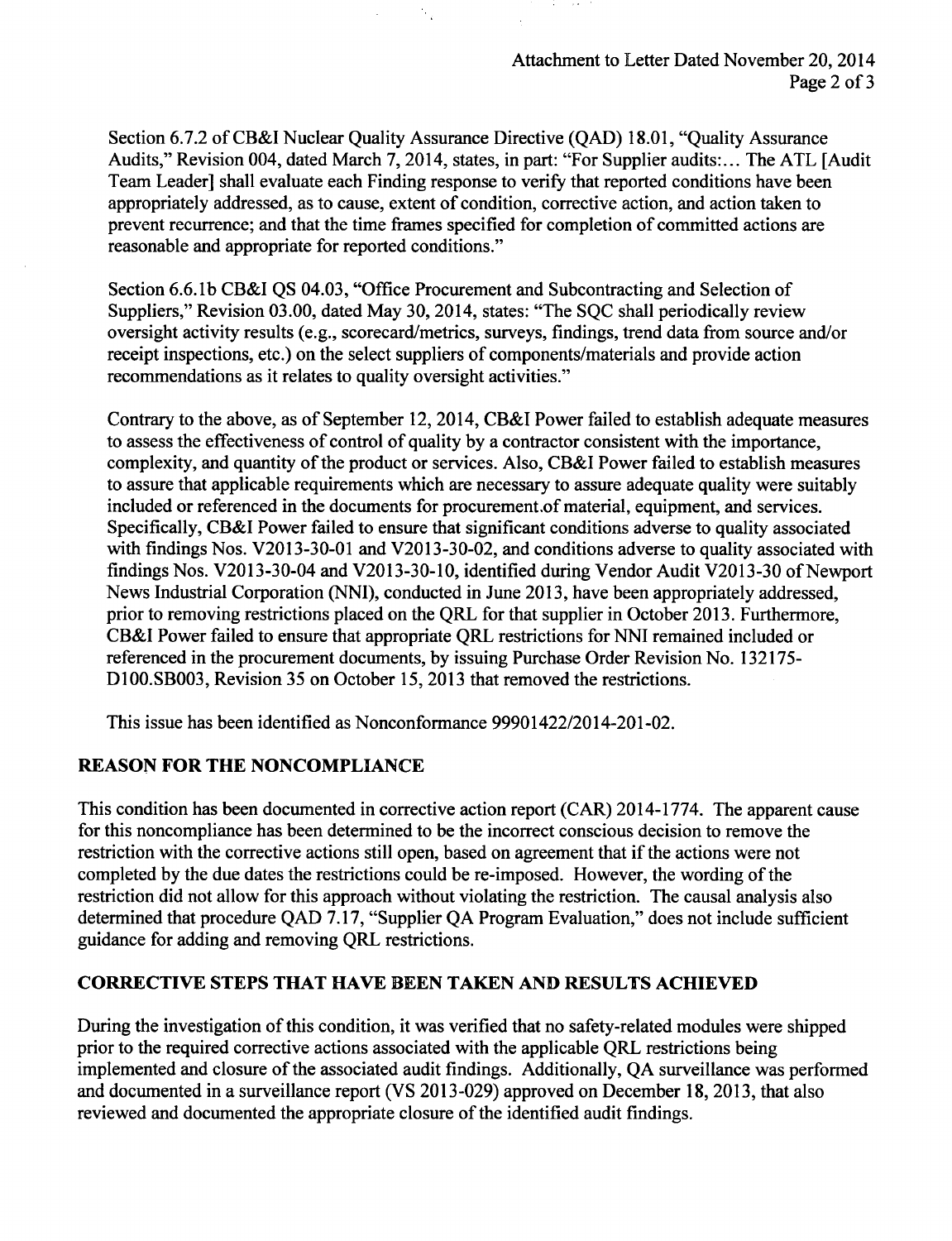Section 6.7.2 of CB&I Nuclear Quality Assurance Directive (QAD) 18.01, "Quality Assurance Audits," Revision 004, dated March 7, 2014, states, in part: "For Supplier audits:... The ATL [Audit Team Leader] shall evaluate each Finding response to verify that reported conditions have been appropriately addressed, as to cause, extent of condition, corrective action, and action taken to prevent recurrence; and that the time frames specified for completion of committed actions are reasonable and appropriate for reported conditions."

Section 6.6.1b CB&I QS 04.03, "Office Procurement and Subcontracting and Selection of Suppliers," Revision 03.00, dated May 30, 2014, states: "The SQC shall periodically review oversight activity results (e.g., scorecard/metrics, surveys, findings, trend data from source and/or receipt inspections, etc.) on the select suppliers of components/materials and provide action recommendations as it relates to quality oversight activities."

Contrary to the above, as of September 12, 2014, CB&I Power failed to establish adequate measures to assess the effectiveness of control of quality by a contractor consistent with the importance, complexity, and quantity of the product or services. Also, CB&I Power failed to establish measures to assure that applicable requirements which are necessary to assure adequate quality were suitably included or referenced in the documents for procurement of material, equipment, and services. Specifically, CB&I Power failed to ensure that significant conditions adverse to quality associated with findings Nos. V2013-30-01 and V2013-30-02, and conditions adverse to quality associated with findings Nos. V2013-30-04 and V2013-30-10, identified during Vendor Audit V2013-30 of Newport News Industrial Corporation (NNI), conducted in June 2013, have been appropriately addressed, prior to removing restrictions placed on the QRL for that supplier in October 2013. Furthermore, CB&I Power failed to ensure that appropriate QRL restrictions for NNI remained included or referenced in the procurement documents, by issuing Purchase Order Revision No. 132175-D100.SB003, Revision 35 on October 15, 2013 that removed the restrictions.

This issue has been identified as Nonconformance 99901422/2014-201-02.

## REASON FOR THE NONCOMPLIANCE

This condition has been documented in corrective action report (CAR) 2014-1774. The apparent cause for this noncompliance has been determined to be the incorrect conscious decision to remove the restriction with the corrective actions still open, based on agreement that if the actions were not completed by the due dates the restrictions could be re-imposed. However, the wording of the restriction did not allow for this approach without violating the restriction. The causal analysis also determined that procedure QAD 7.17, "Supplier QA Program Evaluation," does not include sufficient guidance for adding and removing QRL restrictions.

## CORRECTIVE STEPS THAT HAVE BEEN TAKEN AND RESULTS ACHIEVED

During the investigation of this condition, it was verified that no safety-related modules were shipped prior to the required corrective actions associated with the applicable QRL restrictions being implemented and closure of the associated audit findings. Additionally, QA surveillance was performed and documented in a surveillance report (VS 2013-029) approved on December 18, 2013, that also reviewed and documented the appropriate closure of the identified audit findings.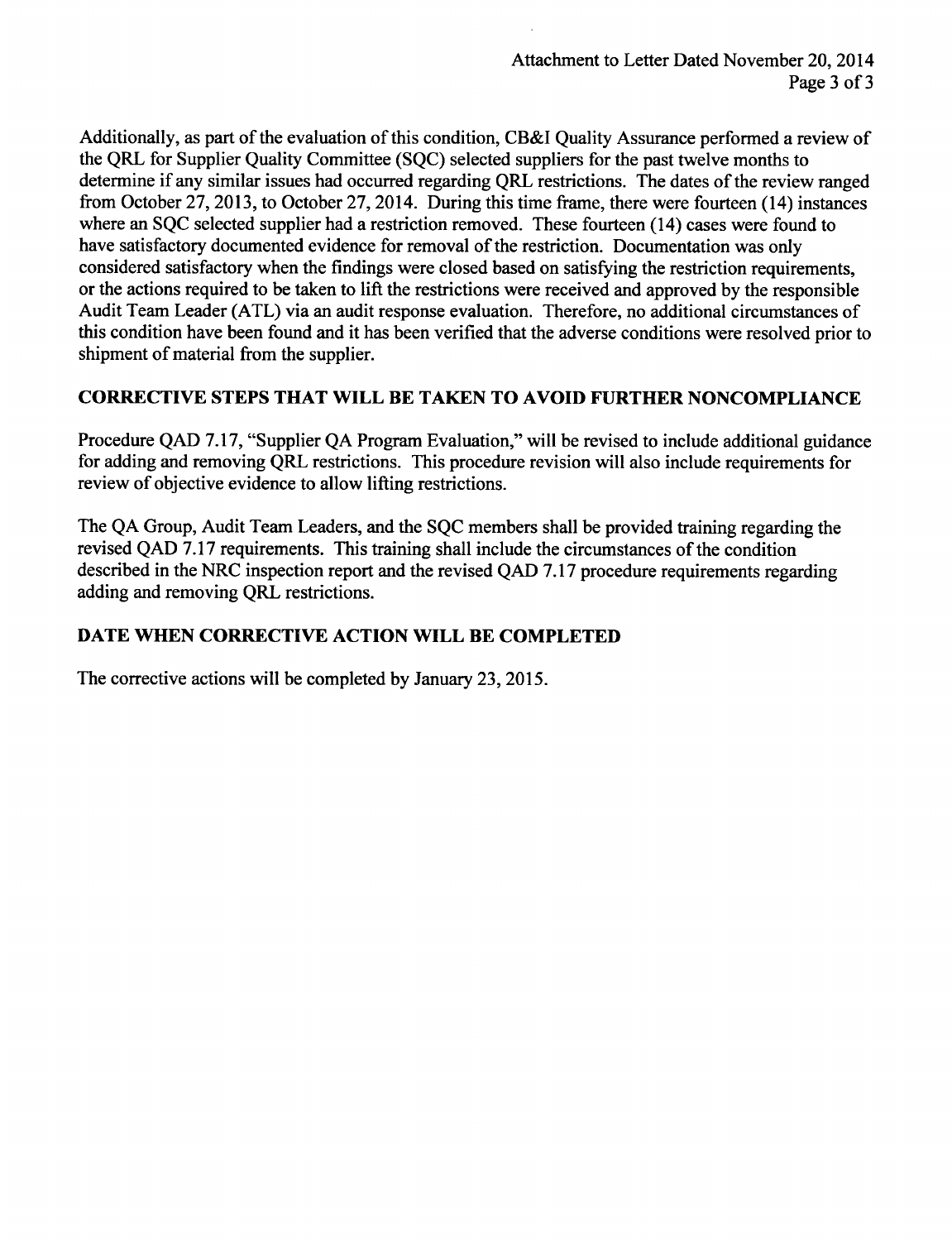Additionally, as part of the evaluation of this condition, CB&I Quality Assurance performed a review of the QRL for Supplier Quality Committee (SQC) selected suppliers for the past twelve months to determine if any similar issues had occurred regarding QRL restrictions. The dates of the review ranged from October 27, 2013, to October 27, 2014. During this time frame, there were fourteen (14) instances where an SQC selected supplier had a restriction removed. These fourteen (14) cases were found to have satisfactory documented evidence for removal of the restriction. Documentation was only considered satisfactory when the findings were closed based on satisfying the restriction requirements, or the actions required to be taken to lift the restrictions were received and approved by the responsible Audit Team Leader (ATL) via an audit response evaluation. Therefore, no additional circumstances of this condition have been found and it has been verified that the adverse conditions were resolved prior to shipment of material from the supplier.

## CORRECTIVE STEPS THAT WILL BE TAKEN TO AVOID FURTHER NONCOMPLIANCE

Procedure QAD 7.17, "Supplier QA Program Evaluation," will be revised to include additional guidance for adding and removing QRL restrictions. This procedure revision will also include requirements for review of objective evidence to allow lifting restrictions.

The QA Group, Audit Team Leaders, and the SQC members shall be provided training regarding the revised QAD 7.17 requirements. This training shall include the circumstances of the condition described in the NRC inspection report and the revised QAD 7.17 procedure requirements regarding adding and removing QRL restrictions.

## DATE WHEN CORRECTIVE ACTION WILL BE COMPLETED

The corrective actions will be completed by January 23, 2015.